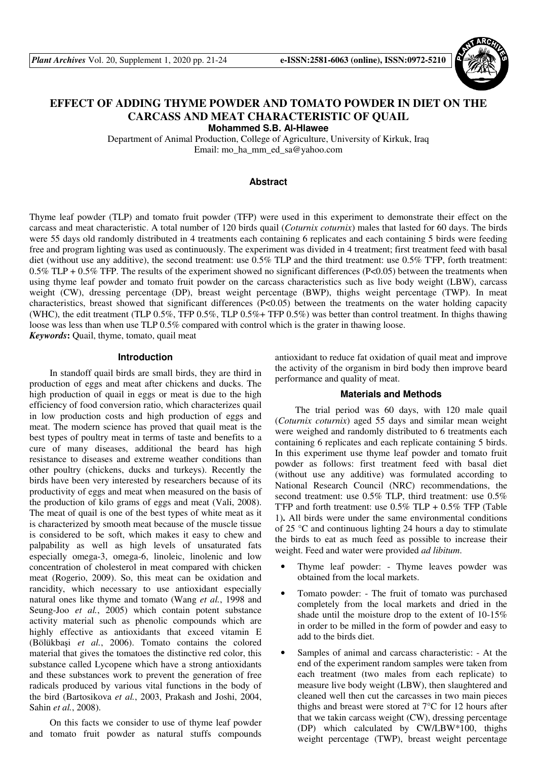# EFFECT OF ADDING THYME POWDER AND TOMATO POWDER IN DIET ON THE CARCASS AND MEAT CHARACTERISTIC OF QUAIL

**Mohammed S.B. Al-Hlawee**

Department of Animal Production, College of Agriculture, University of Kirkuk, Iraq
Email: mo_ha_mm_ed_sa@yahoo.com

## Abstract

Thyme leaf powder (TLP) and tomato fruit powder (TFP) were used in this experiment to demonstrate their effect on the carcass and meat characteristic. A total number of 120 birds quail (*Coturnix coturnix*) males that lasted for 60 days. The birds were 55 days old randomly distributed in 4 treatments each containing 6 replicates and each containing 5 birds were feeding free and program lighting was used as continuously. The experiment was divided in 4 treatment; first treatment feed with basal diet (without use any additive), the second treatment: use 0.5% TLP and the third treatment: use 0.5% T'FP, forth treatment: 0.5% TLP + 0.5% TFP. The results of the experiment showed no significant differences ($P<0.05$) between the treatments when using thyme leaf powder and tomato fruit powder on the carcass characteristics such as live body weight (LBW), carcass weight (CW), dressing percentage (DP), breast weight percentage (BWP), thighs weight percentage (TWP). In meat characteristics, breast showed that significant differences ($P<0.05$) between the treatments on the water holding capacity (WHC), the edit treatment (TLP 0.5%, TFP 0.5%, TLP 0.5%+ TFP 0.5%) was better than control treatment. In thighs thawing loose was less than when use TLP 0.5% compared with control which is the grater in thawing loose.

***Keywords*:** Quail, thyme, tomato, quail meat

## Introduction

In standoff quail birds are small birds, they are third in production of eggs and meat after chickens and ducks. The high production of quail in eggs or meat is due to the high efficiency of food conversion ratio, which characterizes quail in low production costs and high production of eggs and meat. The modern science has proved that quail meat is the best types of poultry meat in terms of taste and benefits to a cure of many diseases, additional the beard has high resistance to diseases and extreme weather conditions than other poultry (chickens, ducks and turkeys). Recently the birds have been very interested by researchers because of its productivity of eggs and meat when measured on the basis of the production of kilo grams of eggs and meat (Vali, 2008). The meat of quail is one of the best types of white meat as it is characterized by smooth meat because of the muscle tissue is considered to be soft, which makes it easy to chew and palpability as well as high levels of unsaturated fats especially omega-3, omega-6, linoleic, linolenic and low concentration of cholesterol in meat compared with chicken meat (Rogerio, 2009). So, this meat can be oxidation and rancidity, which necessary to use antioxidant especially natural ones like thyme and tomato (Wang *et al.*, 1998 and Seung-Joo *et al.*, 2005) which contain potent substance activity material such as phenolic compounds which are highly effective as antioxidants that exceed vitamin E (Bölükbaşi *et al.*, 2006). Tomato contains the colored material that gives the tomatoes the distinctive red color, this substance called Lycopene which have a strong antioxidants and these substances work to prevent the generation of free radicals produced by various vital functions in the body of the bird (Bartosikova *et al.*, 2003, Prakash and Joshi, 2004, Sahin *et al.*, 2008).

On this facts we consider to use of thyme leaf powder and tomato fruit powder as natural stuffs compounds antioxidant to reduce fat oxidation of quail meat and improve the activity of the organism in bird body then improve beard performance and quality of meat.

## Materials and Methods

The trial period was 60 days, with 120 male quail (*Coturnix coturnix*) aged 55 days and similar mean weight were weighed and randomly distributed to 6 treatments each containing 6 replicates and each replicate containing 5 birds. In this experiment use thyme leaf powder and tomato fruit powder as follows: first treatment feed with basal diet (without use any additive) was formulated according to National Research Council (NRC) recommendations, the second treatment: use 0.5% TLP, third treatment: use 0.5% T'FP and forth treatment: use 0.5% TLP + 0.5% TFP (Table 1)**.** All birds were under the same environmental conditions of 25 °C and continuous lighting 24 hours a day to stimulate the birds to eat as much feed as possible to increase their weight. Feed and water were provided *ad libitum*.

- Thyme leaf powder: - Thyme leaves powder was obtained from the local markets.
- Tomato powder: - The fruit of tomato was purchased completely from the local markets and dried in the shade until the moisture drop to the extent of 10-15% in order to be milled in the form of powder and easy to add to the birds diet.
- Samples of animal and carcass characteristic: - At the end of the experiment random samples were taken from each treatment (two males from each replicate) to measure live body weight (LBW), then slaughtered and cleaned well then cut the carcasses in two main pieces thighs and breast were stored at 7°C for 12 hours after that we takin carcass weight (CW), dressing percentage (DP) which calculated by CW/LBW*100, thighs weight percentage (TWP), breast weight percentage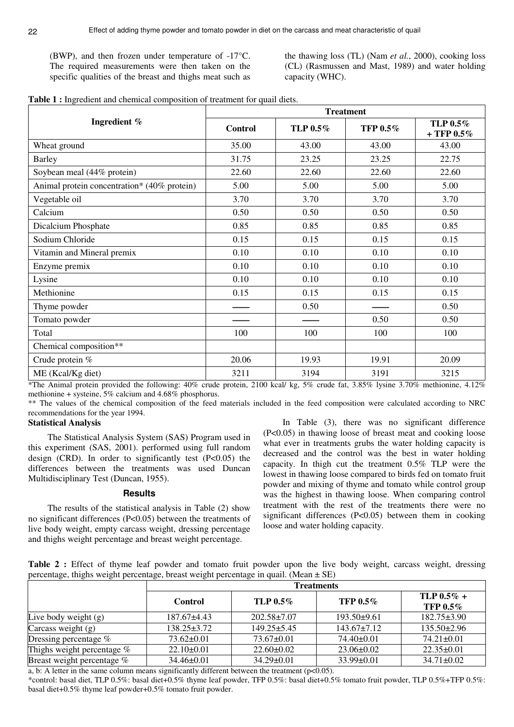(BWP), and then frozen under temperature of -17°C. The required measurements were then taken on the specific qualities of the breast and thighs meat such as the thawing loss (TL) (Nam *et al.*, 2000), cooking loss (CL) (Rasmussen and Mast, 1989) and water holding capacity (WHC).

**Table 1 :** Ingredient and chemical composition of treatment for quail diets.

| Ingredient % | Treatment | | | |
|---|---|---|---|---|
| | **Control** | **TLP 0.5%** | **TFP 0.5%** | **TLP 0.5% + TFP 0.5%** |
| Wheat ground | 35.00 | 43.00 | 43.00 | 43.00 |
| Barley | 31.75 | 23.25 | 23.25 | 22.75 |
| Soybean meal (44% protein) | 22.60 | 22.60 | 22.60 | 22.60 |
| Animal protein concentration* (40% protein) | 5.00 | 5.00 | 5.00 | 5.00 |
| Vegetable oil | 3.70 | 3.70 | 3.70 | 3.70 |
| Calcium | 0.50 | 0.50 | 0.50 | 0.50 |
| Dicalcium Phosphate | 0.85 | 0.85 | 0.85 | 0.85 |
| Sodium Chloride | 0.15 | 0.15 | 0.15 | 0.15 |
| Vitamin and Mineral premix | 0.10 | 0.10 | 0.10 | 0.10 |
| Enzyme premix | 0.10 | 0.10 | 0.10 | 0.10 |
| Lysine | 0.10 | 0.10 | 0.10 | 0.10 |
| Methionine | 0.15 | 0.15 | 0.15 | 0.15 |
| Thyme powder | —— | 0.50 | —— | 0.50 |
| Tomato powder | —— | —— | 0.50 | 0.50 |
| Total | 100 | 100 | 100 | 100 |
| Chemical composition** | | | | |
| Crude protein % | 20.06 | 19.93 | 19.91 | 20.09 |
| ME (Kcal/Kg diet) | 3211 | 3194 | 3191 | 3215 |

*The Animal protein provided the following: 40% crude protein, 2100 kcal/ kg, 5% crude fat, 3.85% lysine 3.70% methionine, 4.12% methionine + systeine, 5% calcium and 4.68% phosphorus.

** The values of the chemical composition of the feed materials included in the feed composition were calculated according to NRC recommendations for the year 1994.

### Statistical Analysis

The Statistical Analysis System (SAS) Program used in this experiment (SAS, 2001). performed using full random design (CRD). In order to significantly test ($P<0.05$) the differences between the treatments was used Duncan Multidisciplinary Test (Duncan, 1955).

### Results

The results of the statistical analysis in Table (2) show no significant differences ($P<0.05$) between the treatments of live body weight, empty carcass weight, dressing percentage and thighs weight percentage and breast weight percentage.

In Table (3), there was no significant difference ($P<0.05$) in thawing loose of breast meat and cooking loose what ever in treatments grubs the water holding capacity is decreased and the control was the best in water holding capacity. In thigh cut the treatment 0.5% TLP were the lowest in thawing loose compared to birds fed on tomato fruit powder and mixing of thyme and tomato while control group was the highest in thawing loose. When comparing control treatment with the rest of the treatments there were no significant differences ($P<0.05$) between them in cooking loose and water holding capacity.

**Table 2 :** Effect of thyme leaf powder and tomato fruit powder upon the live body weight, carcass weight, dressing percentage, thighs weight percentage, breast weight percentage in quail. (Mean ± SE)

| | Treatments | | | |
|---|---|---|---|---|
| | **Control** | **TLP 0.5%** | **TFP 0.5%** | **TLP 0.5% + TFP 0.5%** |
| Live body weight (g) | 187.67±4.43 | 202.58±7.07 | 193.50±9.61 | 182.75±3.90 |
| Carcass weight (g) | 138.25±3.72 | 149.25±5.45 | 143.67±7.12 | 135.50±2.96 |
| Dressing percentage % | 73.62±0.01 | 73.67±0.01 | 74.40±0.01 | 74.21±0.01 |
| Thighs weight percentage % | 22.10±0.01 | 22.60±0.02 | 23.06±0.02 | 22.35±0.01 |
| Breast weight percentage % | 34.46±0.01 | 34.29±0.01 | 33.99±0.01 | 34.71±0.02 |

a, b: A letter in the same column means significantly different between the treatment ($p<0.05$).

*control: basal diet, TLP 0.5%: basal diet+0.5% thyme leaf powder, TFP 0.5%: basal diet+0.5% tomato fruit powder, TLP 0.5%+TFP 0.5%: basal diet+0.5% thyme leaf powder+0.5% tomato fruit powder.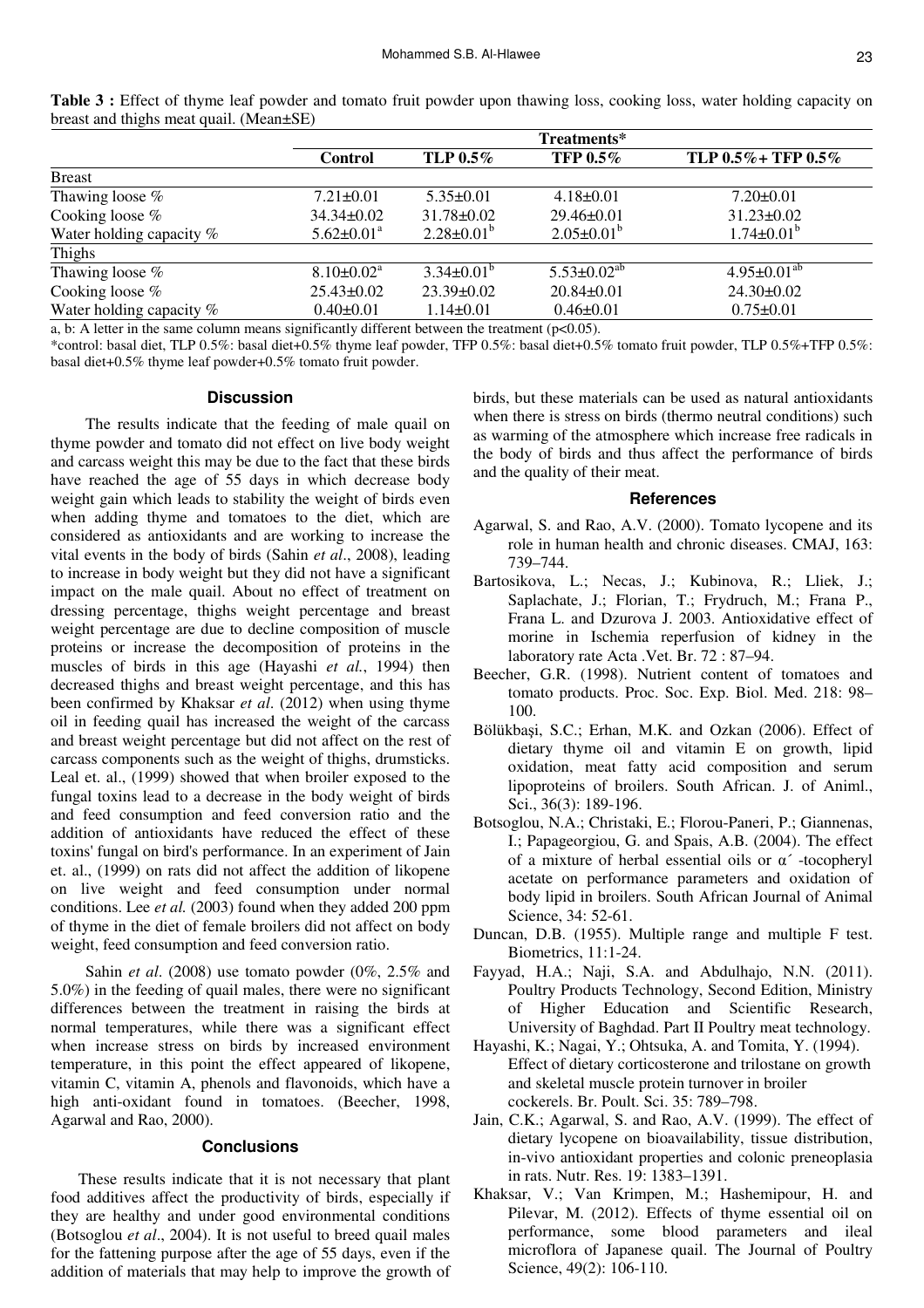**Table 3 :** Effect of thyme leaf powder and tomato fruit powder upon thawing loss, cooking loss, water holding capacity on breast and thighs meat quail. (Mean±SE)

| | Treatments* | | | |
|---|---|---|---|---|
| | **Control** | **TLP 0.5%** | **TFP 0.5%** | **TLP 0.5%+ TFP 0.5%** |
| Breast | | | | |
| Thawing loose % | 7.21±0.01 | 5.35±0.01 | 4.18±0.01 | 7.20±0.01 |
| Cooking loose % | 34.34±0.02 | 31.78±0.02 | 29.46±0.01 | 31.23±0.02 |
| Water holding capacity % | 5.62±0.01[a] | 2.28±0.01[b] | 2.05±0.01[b] | 1.74±0.01[b] |
| Thighs | | | | |
| Thawing loose % | 8.10±0.02[a] | 3.34±0.01[b] | 5.53±0.02[ab] | 4.95±0.01[ab] |
| Cooking loose % | 25.43±0.02 | 23.39±0.02 | 20.84±0.01 | 24.30±0.02 |
| Water holding capacity % | 0.40±0.01 | 1.14±0.01 | 0.46±0.01 | 0.75±0.01 |

a, b: A letter in the same column means significantly different between the treatment ($p<0.05$).

*control: basal diet, TLP 0.5%: basal diet+0.5% thyme leaf powder, TFP 0.5%: basal diet+0.5% tomato fruit powder, TLP 0.5%+TFP 0.5%: basal diet+0.5% thyme leaf powder+0.5% tomato fruit powder.

## Discussion

The results indicate that the feeding of male quail on thyme powder and tomato did not effect on live body weight and carcass weight this may be due to the fact that these birds have reached the age of 55 days in which decrease body weight gain which leads to stability the weight of birds even when adding thyme and tomatoes to the diet, which are considered as antioxidants and are working to increase the vital events in the body of birds (Sahin *et al*., 2008), leading to increase in body weight but they did not have a significant impact on the male quail. About no effect of treatment on dressing percentage, thighs weight percentage and breast weight percentage are due to decline composition of muscle proteins or increase the decomposition of proteins in the muscles of birds in this age (Hayashi *et al.*, 1994) then decreased thighs and breast weight percentage, and this has been confirmed by Khaksar *et al.* (2012) when using thyme oil in feeding quail has increased the weight of the carcass and breast weight percentage but did not affect on the rest of carcass components such as the weight of thighs, drumsticks. Leal et. al., (1999) showed that when broiler exposed to the fungal toxins lead to a decrease in the body weight of birds and feed consumption and feed conversion ratio and the addition of antioxidants have reduced the effect of these toxins' fungal on bird's performance. In an experiment of Jain et. al., (1999) on rats did not affect the addition of likopene on live weight and feed consumption under normal conditions. Lee *et al.* (2003) found when they added 200 ppm of thyme in the diet of female broilers did not affect on body weight, feed consumption and feed conversion ratio.

Sahin *et al*. (2008) use tomato powder (0%, 2.5% and 5.0%) in the feeding of quail males, there were no significant differences between the treatment in raising the birds at normal temperatures, while there was a significant effect when increase stress on birds by increased environment temperature, in this point the effect appeared of likopene, vitamin C, vitamin A, phenols and flavonoids, which have a high anti-oxidant found in tomatoes. (Beecher, 1998, Agarwal and Rao, 2000).

## Conclusions

These results indicate that it is not necessary that plant food additives affect the productivity of birds, especially if they are healthy and under good environmental conditions (Botsoglou *et al*., 2004). It is not useful to breed quail males for the fattening purpose after the age of 55 days, even if the addition of materials that may help to improve the growth of birds, but these materials can be used as natural antioxidants when there is stress on birds (thermo neutral conditions) such as warming of the atmosphere which increase free radicals in the body of birds and thus affect the performance of birds and the quality of their meat.

## References

Agarwal, S. and Rao, A.V. (2000). Tomato lycopene and its role in human health and chronic diseases. CMAJ, 163: 739–744.

Bartosikova, L.; Necas, J.; Kubinova, R.; Lliek, J.; Saplachate, J.; Florian, T.; Frydruch, M.; Frana P., Frana L. and Dzurova J. 2003. Antioxidative effect of morine in Ischemia reperfusion of kidney in the laboratory rate Acta .Vet. Br. 72 : 87–94.

Beecher, G.R. (1998). Nutrient content of tomatoes and tomato products. Proc. Soc. Exp. Biol. Med. 218: 98–100.

Bölükbaşi, S.C.; Erhan, M.K. and Ozkan (2006). Effect of dietary thyme oil and vitamin E on growth, lipid oxidation, meat fatty acid composition and serum lipoproteins of broilers. South African. J. of Animl., Sci., 36(3): 189-196.

Botsoglou, N.A.; Christaki, E.; Florou-Paneri, P.; Giannenas, I.; Papageorgiou, G. and Spais, A.B. (2004). The effect of a mixture of herbal essential oils or α´ -tocopheryl acetate on performance parameters and oxidation of body lipid in broilers. South African Journal of Animal Science, 34: 52-61.

Duncan, D.B. (1955). Multiple range and multiple F test. Biometrics, 11:1-24.

Fayyad, H.A.; Naji, S.A. and Abdulhajo, N.N. (2011). Poultry Products Technology, Second Edition, Ministry of Higher Education and Scientific Research, University of Baghdad. Part II Poultry meat technology.

Hayashi, K.; Nagai, Y.; Ohtsuka, A. and Tomita, Y. (1994). Effect of dietary corticosterone and trilostane on growth and skeletal muscle protein turnover in broiler cockerels. Br. Poult. Sci. 35: 789–798.

Jain, C.K.; Agarwal, S. and Rao, A.V. (1999). The effect of dietary lycopene on bioavailability, tissue distribution, in-vivo antioxidant properties and colonic preneoplasia in rats. Nutr. Res. 19: 1383–1391.

Khaksar, V.; Van Krimpen, M.; Hashemipour, H. and Pilevar, M. (2012). Effects of thyme essential oil on performance, some blood parameters and ileal microflora of Japanese quail. The Journal of Poultry Science, 49(2): 106-110.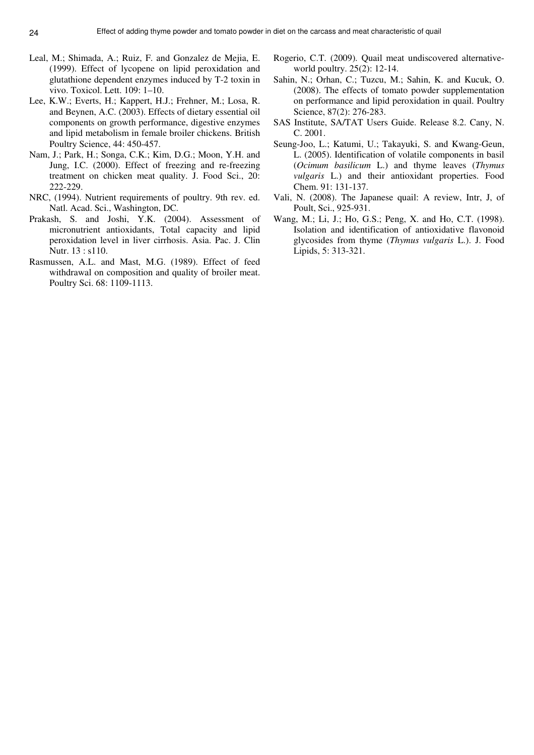Leal, M.; Shimada, A.; Ruiz, F. and Gonzalez de Mejia, E. (1999). Effect of lycopene on lipid peroxidation and glutathione dependent enzymes induced by T-2 toxin in vivo. Toxicol. Lett. 109: 1–10.

Lee, K.W.; Everts, H.; Kappert, H.J.; Frehner, M.; Losa, R. and Beynen, A.C. (2003). Effects of dietary essential oil components on growth performance, digestive enzymes and lipid metabolism in female broiler chickens. British Poultry Science, 44: 450-457.

Nam, J.; Park, H.; Songa, C.K.; Kim, D.G.; Moon, Y.H. and Jung, I.C. (2000). Effect of freezing and re-freezing treatment on chicken meat quality. J. Food Sci., 20: 222-229.

NRC, (1994). Nutrient requirements of poultry. 9th rev. ed. Natl. Acad. Sci., Washington, DC.

Prakash, S. and Joshi, Y.K. (2004). Assessment of micronutrient antioxidants, Total capacity and lipid peroxidation level in liver cirrhosis. Asia. Pac. J. Clin Nutr. 13 : s110.

Rasmussen, A.L. and Mast, M.G. (1989). Effect of feed withdrawal on composition and quality of broiler meat. Poultry Sci. 68: 1109-1113.

Rogerio, C.T. (2009). Quail meat undiscovered alternative-world poultry. 25(2): 12-14.

Sahin, N.; Orhan, C.; Tuzcu, M.; Sahin, K. and Kucuk, O. (2008). The effects of tomato powder supplementation on performance and lipid peroxidation in quail. Poultry Science, 87(2): 276-283.

SAS Institute, SA/TAT Users Guide. Release 8.2. Cany, N. C. 2001.

Seung-Joo, L.; Katumi, U.; Takayuki, S. and Kwang-Geun, L. (2005). Identification of volatile components in basil (*Ocimum basilicum* L.) and thyme leaves (*Thymus vulgaris* L.) and their antioxidant properties. Food Chem. 91: 131-137.

Vali, N. (2008). The Japanese quail: A review, Intr, J, of Poult, Sci., 925-931.

Wang, M.; Li, J.; Ho, G.S.; Peng, X. and Ho, C.T. (1998). Isolation and identification of antioxidative flavonoid glycosides from thyme (*Thymus vulgaris* L.). J. Food Lipids, 5: 313-321.